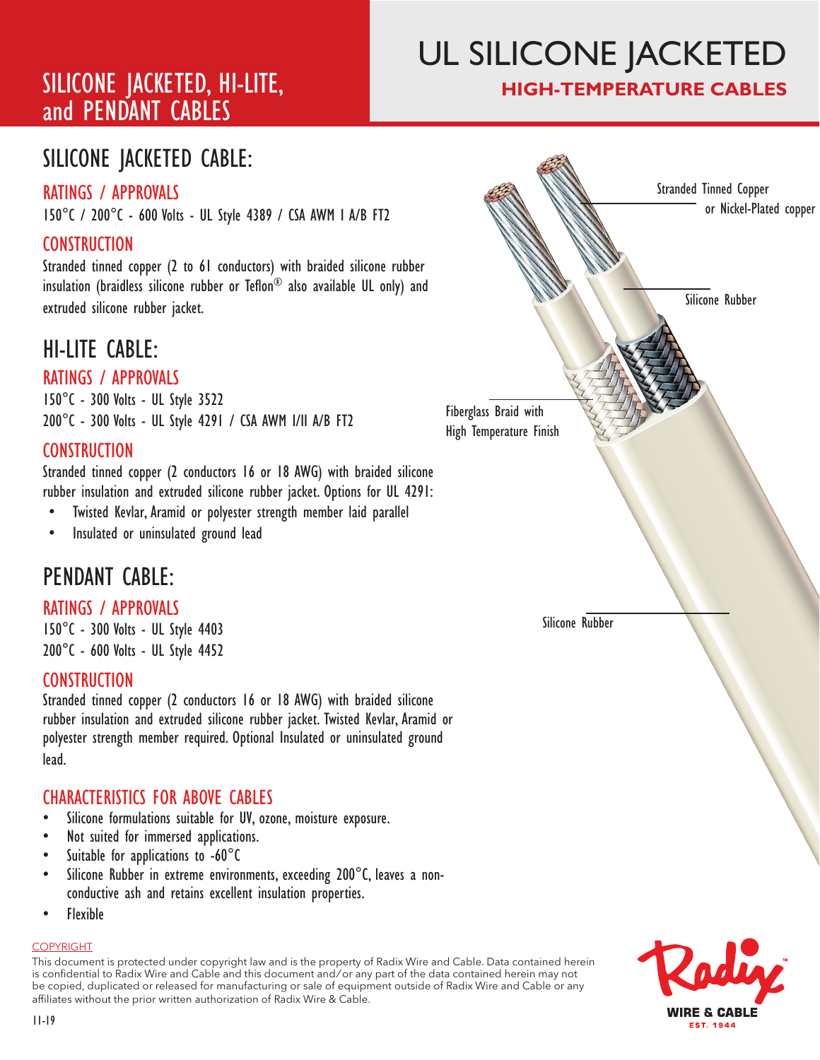# UL SILICONE JACKETED

## HIGH-TEMPERATURE CABLES

## SILICONE JACKETED, HI-LITE, and PENDANT CABLES

## SILICONE JACKETED CABLE:

### RATINGS / APPROVALS

150°C / 200°C - 600 Volts - UL Style 4389 / CSA AWM I A/B FT2

### CONSTRUCTION

Stranded tinned copper (2 to 61 conductors) with braided silicone rubber insulation (braidless silicone rubber or Teflon® also available UL only) and extruded silicone rubber jacket.

## HI-LITE CABLE:

### RATINGS / APPROVALS

150°C - 300 Volts - UL Style 3522
200°C - 300 Volts - UL Style 4291 / CSA AWM I/II A/B FT2

### CONSTRUCTION

Stranded tinned copper (2 conductors 16 or 18 AWG) with braided silicone rubber insulation and extruded silicone rubber jacket. Options for UL 4291:

- Twisted Kevlar, Aramid or polyester strength member laid parallel
- Insulated or uninsulated ground lead

## PENDANT CABLE:

### RATINGS / APPROVALS

150°C - 300 Volts - UL Style 4403
200°C - 600 Volts - UL Style 4452

### CONSTRUCTION

Stranded tinned copper (2 conductors 16 or 18 AWG) with braided silicone rubber insulation and extruded silicone rubber jacket. Twisted Kevlar, Aramid or polyester strength member required. Optional Insulated or uninsulated ground lead.

### CHARACTERISTICS FOR ABOVE CABLES

- Silicone formulations suitable for UV, ozone, moisture exposure.
- Not suited for immersed applications.
- Suitable for applications to -60°C
- Silicone Rubber in extreme environments, exceeding 200°C, leaves a non-conductive ash and retains excellent insulation properties.
- Flexible

Stranded Tinned Copper or Nickel-Plated copper

Silicone Rubber

Fiberglass Braid with High Temperature Finish

Silicone Rubber

COPYRIGHT

This document is protected under copyright law and is the property of Radix Wire and Cable. Data contained herein is confidential to Radix Wire and Cable and this document and/or any part of the data contained herein may not be copied, duplicated or released for manufacturing or sale of equipment outside of Radix Wire and Cable or any affiliates without the prior written authorization of Radix Wire & Cable.

11-19

Radix WIRE & CABLE EST. 1944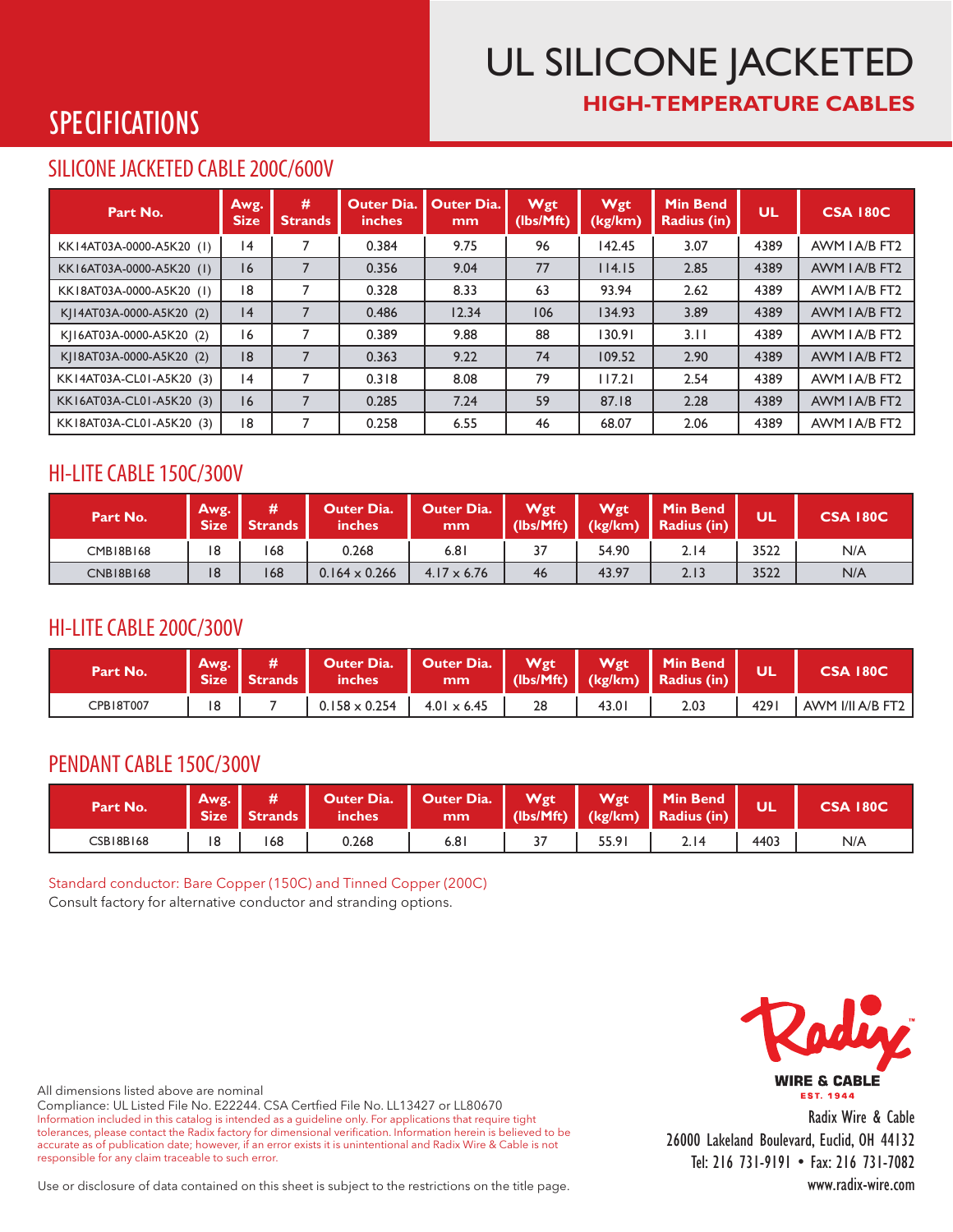# UL SILICONE JACKETED

## HIGH-TEMPERATURE CABLES

## SPECIFICATIONS

### SILICONE JACKETED CABLE 200C/600V

| Part No. | Awg. Size | # Strands | Outer Dia. inches | Outer Dia. mm | Wgt (lbs/Mft) | Wgt (kg/km) | Min Bend Radius (in) | UL | CSA 180C |
|---|---|---|---|---|---|---|---|---|---|
| KK14AT03A-0000-A5K20 (1) | 14 | 7 | 0.384 | 9.75 | 96 | 142.45 | 3.07 | 4389 | AWM I A/B FT2 |
| KK16AT03A-0000-A5K20 (1) | 16 | 7 | 0.356 | 9.04 | 77 | 114.15 | 2.85 | 4389 | AWM I A/B FT2 |
| KK18AT03A-0000-A5K20 (1) | 18 | 7 | 0.328 | 8.33 | 63 | 93.94 | 2.62 | 4389 | AWM I A/B FT2 |
| KJ14AT03A-0000-A5K20 (2) | 14 | 7 | 0.486 | 12.34 | 106 | 134.93 | 3.89 | 4389 | AWM I A/B FT2 |
| KJ16AT03A-0000-A5K20 (2) | 16 | 7 | 0.389 | 9.88 | 88 | 130.91 | 3.11 | 4389 | AWM I A/B FT2 |
| KJ18AT03A-0000-A5K20 (2) | 18 | 7 | 0.363 | 9.22 | 74 | 109.52 | 2.90 | 4389 | AWM I A/B FT2 |
| KK14AT03A-CL01-A5K20 (3) | 14 | 7 | 0.318 | 8.08 | 79 | 117.21 | 2.54 | 4389 | AWM I A/B FT2 |
| KK16AT03A-CL01-A5K20 (3) | 16 | 7 | 0.285 | 7.24 | 59 | 87.18 | 2.28 | 4389 | AWM I A/B FT2 |
| KK18AT03A-CL01-A5K20 (3) | 18 | 7 | 0.258 | 6.55 | 46 | 68.07 | 2.06 | 4389 | AWM I A/B FT2 |

### HI-LITE CABLE 150C/300V

| Part No. | Awg. Size | # Strands | Outer Dia. inches | Outer Dia. mm | Wgt (lbs/Mft) | Wgt (kg/km) | Min Bend Radius (in) | UL | CSA 180C |
|---|---|---|---|---|---|---|---|---|---|
| CMB18B168 | 18 | 168 | 0.268 | 6.81 | 37 | 54.90 | 2.14 | 3522 | N/A |
| CNB18B168 | 18 | 168 | 0.164 x 0.266 | 4.17 x 6.76 | 46 | 43.97 | 2.13 | 3522 | N/A |

### HI-LITE CABLE 200C/300V

| Part No. | Awg. Size | # Strands | Outer Dia. inches | Outer Dia. mm | Wgt (lbs/Mft) | Wgt (kg/km) | Min Bend Radius (in) | UL | CSA 180C |
|---|---|---|---|---|---|---|---|---|---|
| CPB18T007 | 18 | 7 | 0.158 x 0.254 | 4.01 x 6.45 | 28 | 43.01 | 2.03 | 4291 | AWM I/II A/B FT2 |

### PENDANT CABLE 150C/300V

| Part No. | Awg. Size | # Strands | Outer Dia. inches | Outer Dia. mm | Wgt (lbs/Mft) | Wgt (kg/km) | Min Bend Radius (in) | UL | CSA 180C |
|---|---|---|---|---|---|---|---|---|---|
| CSB18B168 | 18 | 168 | 0.268 | 6.81 | 37 | 55.91 | 2.14 | 4403 | N/A |

Standard conductor: Bare Copper (150C) and Tinned Copper (200C)

Consult factory for alternative conductor and stranding options.

All dimensions listed above are nominal

Compliance: UL Listed File No. E22244. CSA Certfied File No. LL13427 or LL80670

Information included in this catalog is intended as a guideline only. For applications that require tight tolerances, please contact the Radix factory for dimensional verification. Information herein is believed to be accurate as of publication date; however, if an error exists it is unintentional and Radix Wire & Cable is not responsible for any claim traceable to such error.

Use or disclosure of data contained on this sheet is subject to the restrictions on the title page.

Radix WIRE & CABLE EST. 1944

Radix Wire & Cable
26000 Lakeland Boulevard, Euclid, OH 44132
Tel: 216 731-9191 • Fax: 216 731-7082
www.radix-wire.com